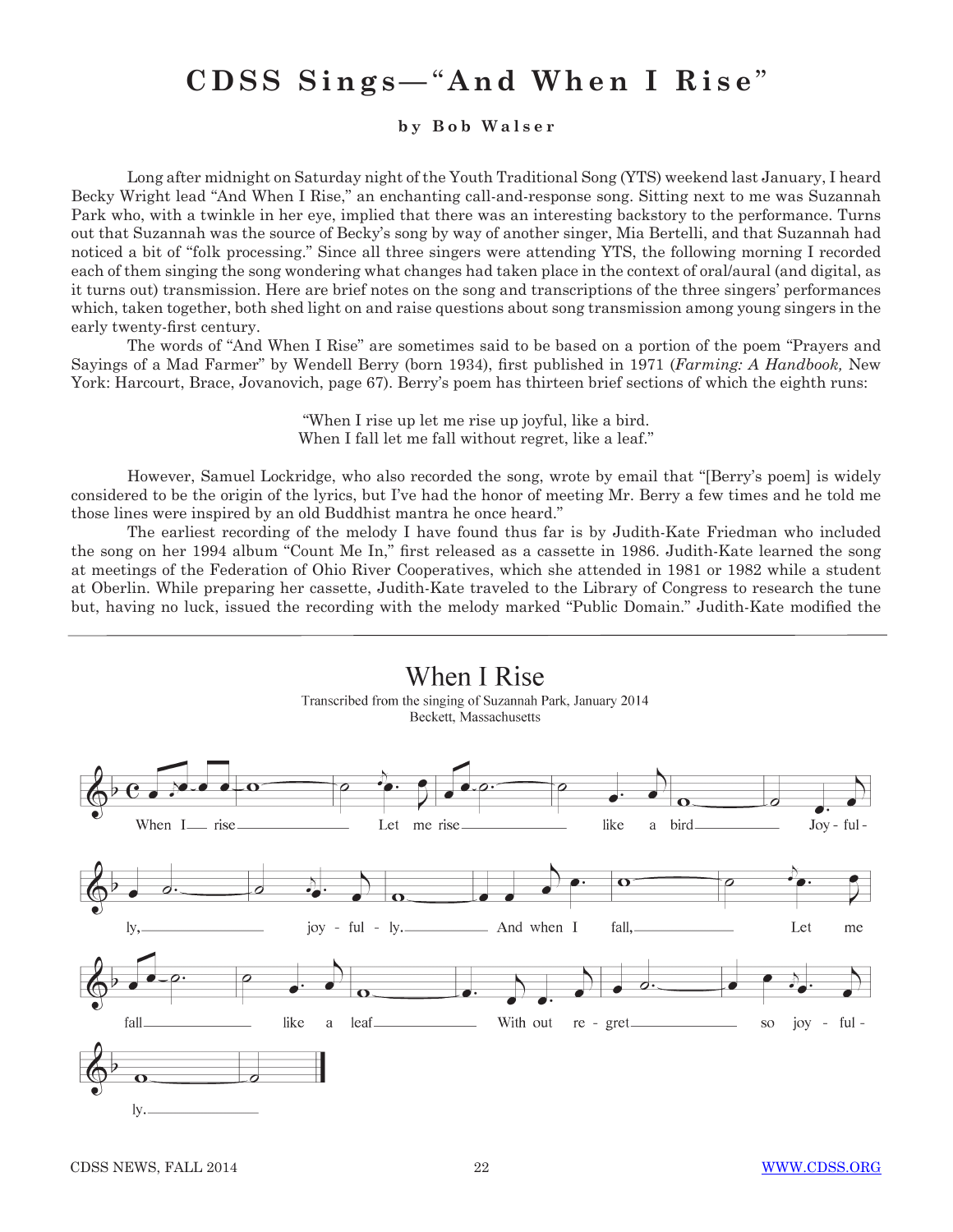# CDSS Sings—"And When I Rise"

**by Bob Walser**

Long after midnight on Saturday night of the Youth Traditional Song (YTS) weekend last January, I heard Becky Wright lead "And When I Rise," an enchanting call-and-response song. Sitting next to me was Suzannah Park who, with a twinkle in her eye, implied that there was an interesting backstory to the performance. Turns out that Suzannah was the source of Becky's song by way of another singer, Mia Bertelli, and that Suzannah had noticed a bit of "folk processing." Since all three singers were attending YTS, the following morning I recorded each of them singing the song wondering what changes had taken place in the context of oral/aural (and digital, as it turns out) transmission. Here are brief notes on the song and transcriptions of the three singers' performances which, taken together, both shed light on and raise questions about song transmission among young singers in the early twenty-first century.

The words of "And When I Rise" are sometimes said to be based on a portion of the poem "Prayers and Sayings of a Mad Farmer" by Wendell Berry (born 1934), first published in 1971 (*Farming: A Handbook,* New York: Harcourt, Brace, Jovanovich, page 67). Berry's poem has thirteen brief sections of which the eighth runs:

> "When I rise up let me rise up joyful, like a bird.
> When I fall let me fall without regret, like a leaf."

However, Samuel Lockridge, who also recorded the song, wrote by email that "[Berry's poem] is widely considered to be the origin of the lyrics, but I've had the honor of meeting Mr. Berry a few times and he told me those lines were inspired by an old Buddhist mantra he once heard."

The earliest recording of the melody I have found thus far is by Judith-Kate Friedman who included the song on her 1994 album "Count Me In," first released as a cassette in 1986. Judith-Kate learned the song at meetings of the Federation of Ohio River Cooperatives, which she attended in 1981 or 1982 while a student at Oberlin. While preparing her cassette, Judith-Kate traveled to the Library of Congress to research the tune but, having no luck, issued the recording with the melody marked "Public Domain." Judith-Kate modified the

## When I Rise

Transcribed from the singing of Suzannah Park, January 2014
Beckett, Massachusetts

When I rise Let me rise like a bird Joy-ful-ly, joy-ful-ly. And when I fall, Let me fall like a leaf With out re-gret so joy-ful-ly.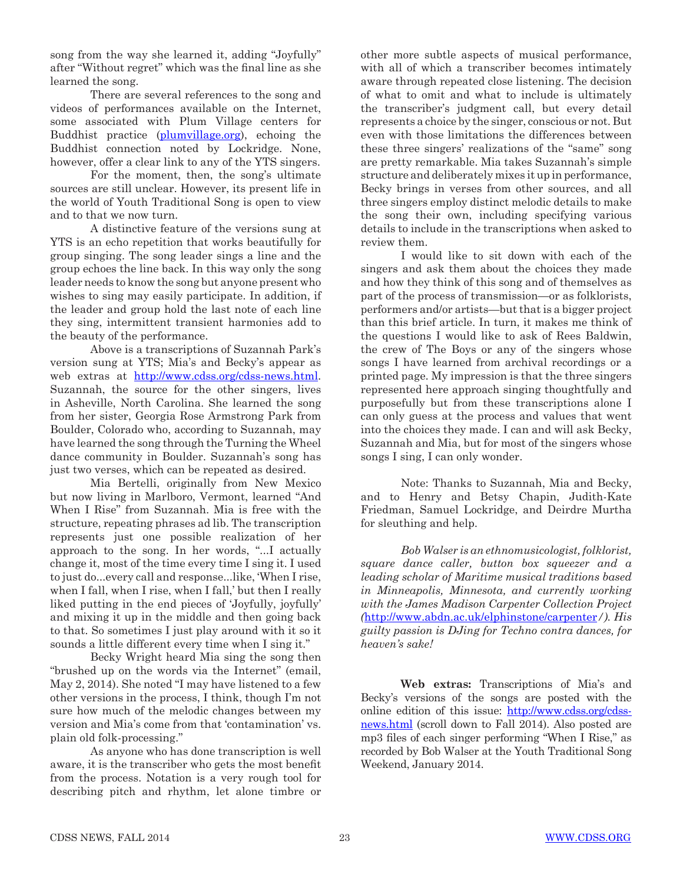song from the way she learned it, adding "Joyfully" after "Without regret" which was the final line as she learned the song.

There are several references to the song and videos of performances available on the Internet, some associated with Plum Village centers for Buddhist practice (plumvillage.org), echoing the Buddhist connection noted by Lockridge. None, however, offer a clear link to any of the YTS singers.

For the moment, then, the song's ultimate sources are still unclear. However, its present life in the world of Youth Traditional Song is open to view and to that we now turn.

A distinctive feature of the versions sung at YTS is an echo repetition that works beautifully for group singing. The song leader sings a line and the group echoes the line back. In this way only the song leader needs to know the song but anyone present who wishes to sing may easily participate. In addition, if the leader and group hold the last note of each line they sing, intermittent transient harmonies add to the beauty of the performance.

Above is a transcriptions of Suzannah Park's version sung at YTS; Mia's and Becky's appear as web extras at http://www.cdss.org/cdss-news.html. Suzannah, the source for the other singers, lives in Asheville, North Carolina. She learned the song from her sister, Georgia Rose Armstrong Park from Boulder, Colorado who, according to Suzannah, may have learned the song through the Turning the Wheel dance community in Boulder. Suzannah's song has just two verses, which can be repeated as desired.

Mia Bertelli, originally from New Mexico but now living in Marlboro, Vermont, learned "And When I Rise" from Suzannah. Mia is free with the structure, repeating phrases ad lib. The transcription represents just one possible realization of her approach to the song. In her words, "...I actually change it, most of the time every time I sing it. I used to just do...every call and response...like, 'When I rise, when I fall, when I rise, when I fall,' but then I really liked putting in the end pieces of 'Joyfully, joyfully' and mixing it up in the middle and then going back to that. So sometimes I just play around with it so it sounds a little different every time when I sing it."

Becky Wright heard Mia sing the song then "brushed up on the words via the Internet" (email, May 2, 2014). She noted "I may have listened to a few other versions in the process, I think, though I'm not sure how much of the melodic changes between my version and Mia's come from that 'contamination' vs. plain old folk-processing."

As anyone who has done transcription is well aware, it is the transcriber who gets the most benefit from the process. Notation is a very rough tool for describing pitch and rhythm, let alone timbre or other more subtle aspects of musical performance, with all of which a transcriber becomes intimately aware through repeated close listening. The decision of what to omit and what to include is ultimately the transcriber's judgment call, but every detail represents a choice by the singer, conscious or not. But even with those limitations the differences between these three singers' realizations of the "same" song are pretty remarkable. Mia takes Suzannah's simple structure and deliberately mixes it up in performance, Becky brings in verses from other sources, and all three singers employ distinct melodic details to make the song their own, including specifying various details to include in the transcriptions when asked to review them.

I would like to sit down with each of the singers and ask them about the choices they made and how they think of this song and of themselves as part of the process of transmission—or as folklorists, performers and/or artists—but that is a bigger project than this brief article. In turn, it makes me think of the questions I would like to ask of Rees Baldwin, the crew of The Boys or any of the singers whose songs I have learned from archival recordings or a printed page. My impression is that the three singers represented here approach singing thoughtfully and purposefully but from these transcriptions alone I can only guess at the process and values that went into the choices they made. I can and will ask Becky, Suzannah and Mia, but for most of the singers whose songs I sing, I can only wonder.

Note: Thanks to Suzannah, Mia and Becky, and to Henry and Betsy Chapin, Judith-Kate Friedman, Samuel Lockridge, and Deirdre Murtha for sleuthing and help.

*Bob Walser is an ethnomusicologist, folklorist, square dance caller, button box squeezer and a leading scholar of Maritime musical traditions based in Minneapolis, Minnesota, and currently working with the James Madison Carpenter Collection Project (*http://www.abdn.ac.uk/elphinstone/carpenter*/). His guilty passion is DJing for Techno contra dances, for heaven's sake!*

**Web extras:** Transcriptions of Mia's and Becky's versions of the songs are posted with the online edition of this issue: http://www.cdss.org/cdss-news.html (scroll down to Fall 2014). Also posted are mp3 files of each singer performing "When I Rise," as recorded by Bob Walser at the Youth Traditional Song Weekend, January 2014.